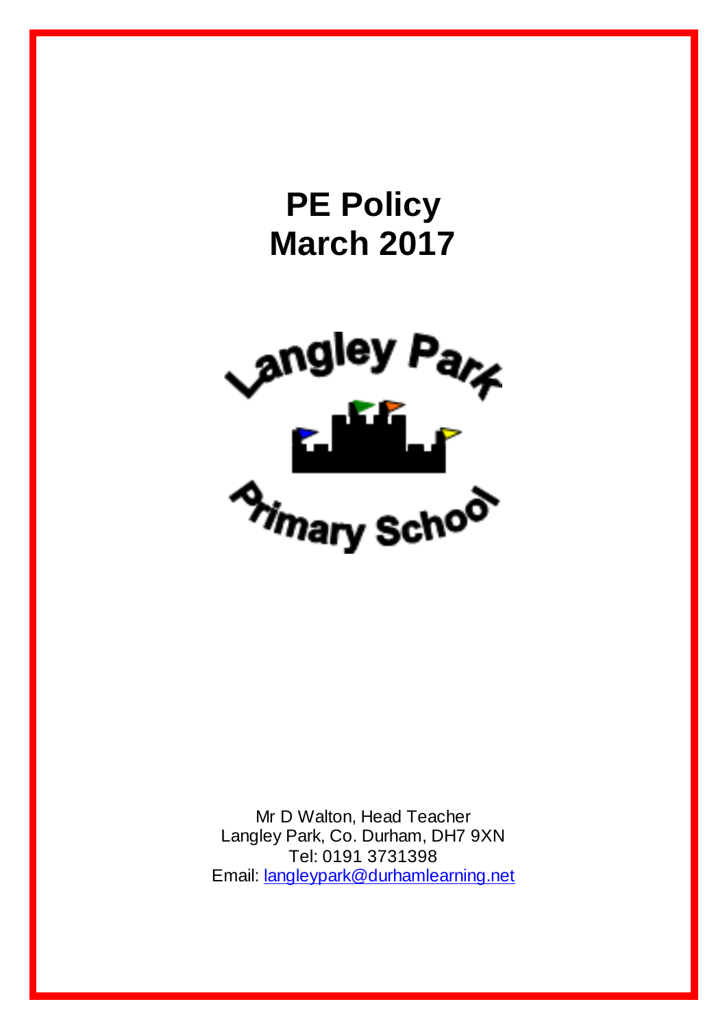# PE Policy
# March 2017

Langley Park Primary School

Mr D Walton, Head Teacher
Langley Park, Co. Durham, DH7 9XN
Tel: 0191 3731398
Email: langleypark@durhamlearning.net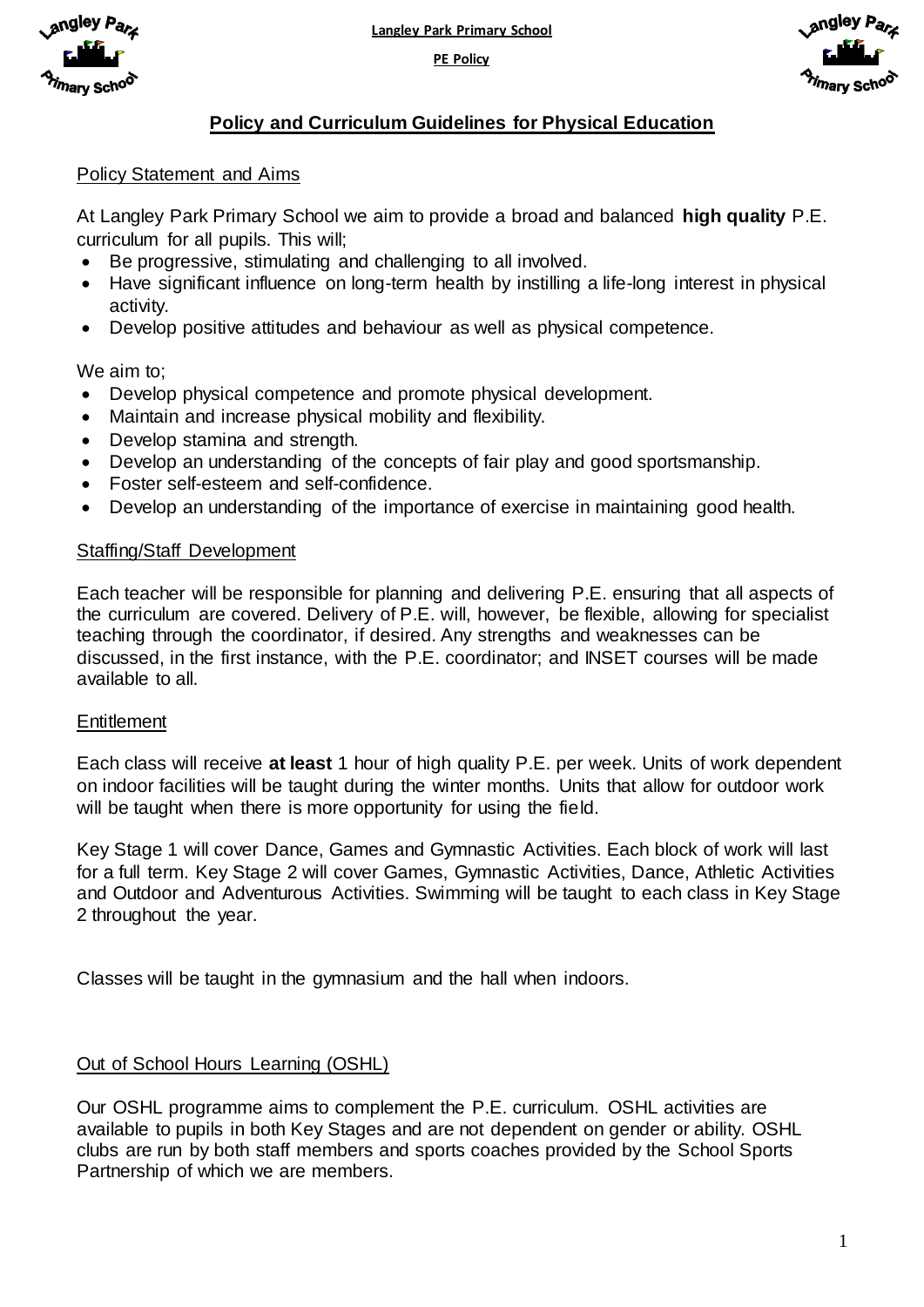# Policy and Curriculum Guidelines for Physical Education

## Policy Statement and Aims

At Langley Park Primary School we aim to provide a broad and balanced **high quality** P.E. curriculum for all pupils. This will;

- Be progressive, stimulating and challenging to all involved.
- Have significant influence on long-term health by instilling a life-long interest in physical activity.
- Develop positive attitudes and behaviour as well as physical competence.

We aim to;

- Develop physical competence and promote physical development.
- Maintain and increase physical mobility and flexibility.
- Develop stamina and strength.
- Develop an understanding of the concepts of fair play and good sportsmanship.
- Foster self-esteem and self-confidence.
- Develop an understanding of the importance of exercise in maintaining good health.

## Staffing/Staff Development

Each teacher will be responsible for planning and delivering P.E. ensuring that all aspects of the curriculum are covered. Delivery of P.E. will, however, be flexible, allowing for specialist teaching through the coordinator, if desired. Any strengths and weaknesses can be discussed, in the first instance, with the P.E. coordinator; and INSET courses will be made available to all.

## Entitlement

Each class will receive **at least** 1 hour of high quality P.E. per week. Units of work dependent on indoor facilities will be taught during the winter months. Units that allow for outdoor work will be taught when there is more opportunity for using the field.

Key Stage 1 will cover Dance, Games and Gymnastic Activities. Each block of work will last for a full term. Key Stage 2 will cover Games, Gymnastic Activities, Dance, Athletic Activities and Outdoor and Adventurous Activities. Swimming will be taught to each class in Key Stage 2 throughout the year.

Classes will be taught in the gymnasium and the hall when indoors.

## Out of School Hours Learning (OSHL)

Our OSHL programme aims to complement the P.E. curriculum. OSHL activities are available to pupils in both Key Stages and are not dependent on gender or ability. OSHL clubs are run by both staff members and sports coaches provided by the School Sports Partnership of which we are members.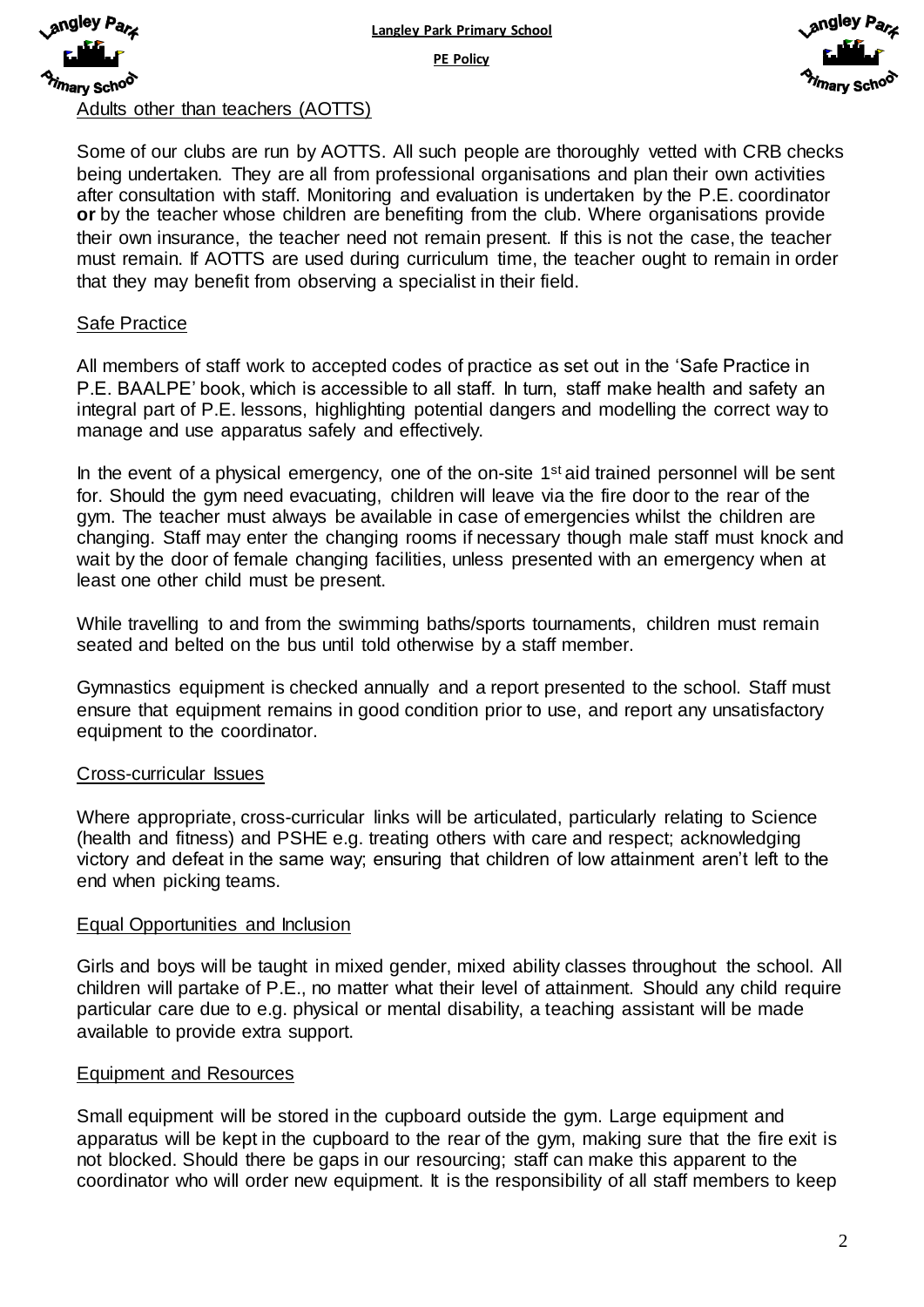## Adults other than teachers (AOTTS)

Some of our clubs are run by AOTTS. All such people are thoroughly vetted with CRB checks being undertaken. They are all from professional organisations and plan their own activities after consultation with staff. Monitoring and evaluation is undertaken by the P.E. coordinator **or** by the teacher whose children are benefiting from the club. Where organisations provide their own insurance, the teacher need not remain present. If this is not the case, the teacher must remain. If AOTTS are used during curriculum time, the teacher ought to remain in order that they may benefit from observing a specialist in their field.

## Safe Practice

All members of staff work to accepted codes of practice as set out in the 'Safe Practice in P.E. BAALPE' book, which is accessible to all staff. In turn, staff make health and safety an integral part of P.E. lessons, highlighting potential dangers and modelling the correct way to manage and use apparatus safely and effectively.

In the event of a physical emergency, one of the on-site 1st aid trained personnel will be sent for. Should the gym need evacuating, children will leave via the fire door to the rear of the gym. The teacher must always be available in case of emergencies whilst the children are changing. Staff may enter the changing rooms if necessary though male staff must knock and wait by the door of female changing facilities, unless presented with an emergency when at least one other child must be present.

While travelling to and from the swimming baths/sports tournaments, children must remain seated and belted on the bus until told otherwise by a staff member.

Gymnastics equipment is checked annually and a report presented to the school. Staff must ensure that equipment remains in good condition prior to use, and report any unsatisfactory equipment to the coordinator.

## Cross-curricular Issues

Where appropriate, cross-curricular links will be articulated, particularly relating to Science (health and fitness) and PSHE e.g. treating others with care and respect; acknowledging victory and defeat in the same way; ensuring that children of low attainment aren't left to the end when picking teams.

## Equal Opportunities and Inclusion

Girls and boys will be taught in mixed gender, mixed ability classes throughout the school. All children will partake of P.E., no matter what their level of attainment. Should any child require particular care due to e.g. physical or mental disability, a teaching assistant will be made available to provide extra support.

## Equipment and Resources

Small equipment will be stored in the cupboard outside the gym. Large equipment and apparatus will be kept in the cupboard to the rear of the gym, making sure that the fire exit is not blocked. Should there be gaps in our resourcing; staff can make this apparent to the coordinator who will order new equipment. It is the responsibility of all staff members to keep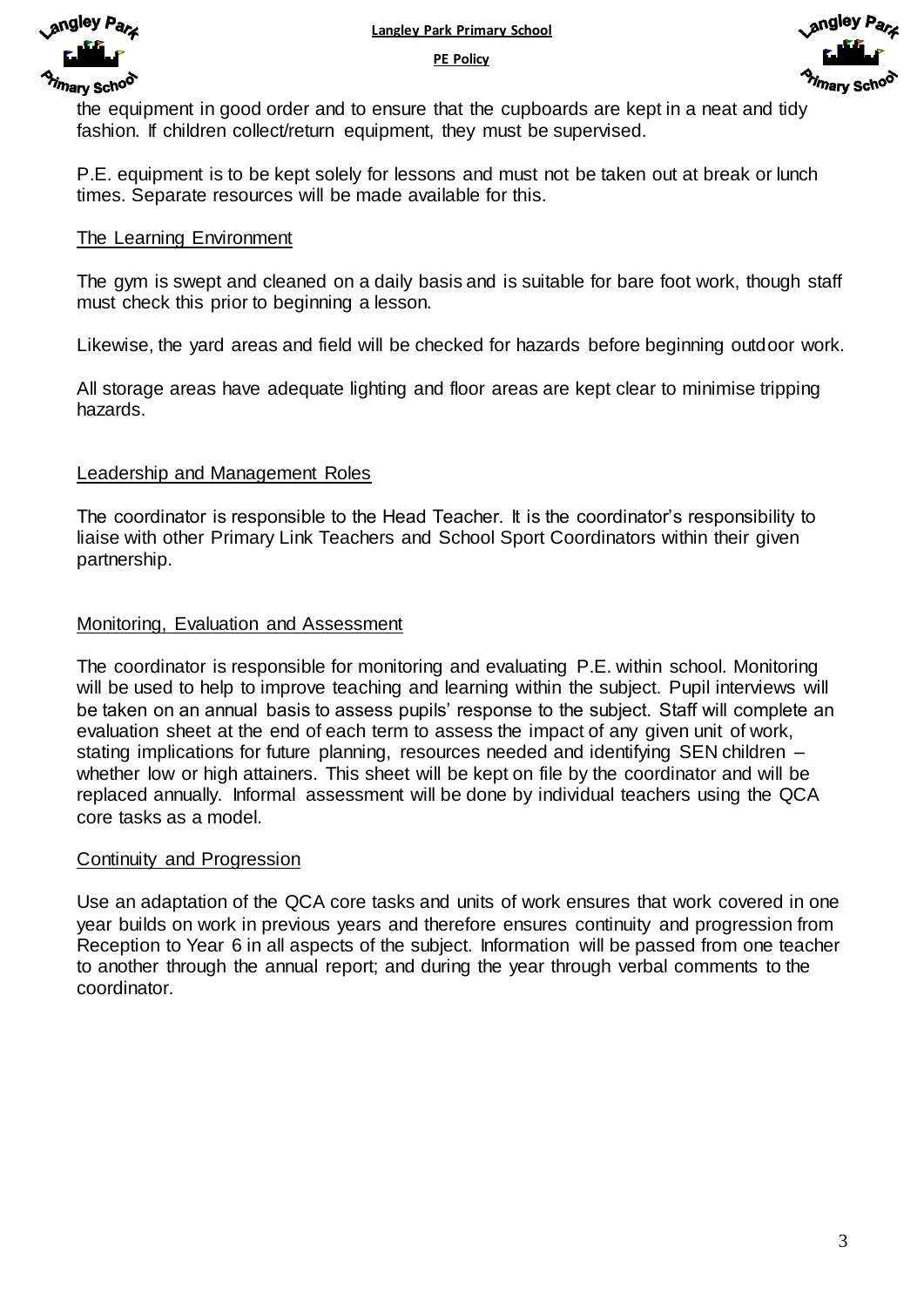the equipment in good order and to ensure that the cupboards are kept in a neat and tidy fashion. If children collect/return equipment, they must be supervised.

P.E. equipment is to be kept solely for lessons and must not be taken out at break or lunch times. Separate resources will be made available for this.

## The Learning Environment

The gym is swept and cleaned on a daily basis and is suitable for bare foot work, though staff must check this prior to beginning a lesson.

Likewise, the yard areas and field will be checked for hazards before beginning outdoor work.

All storage areas have adequate lighting and floor areas are kept clear to minimise tripping hazards.

## Leadership and Management Roles

The coordinator is responsible to the Head Teacher. It is the coordinator's responsibility to liaise with other Primary Link Teachers and School Sport Coordinators within their given partnership.

## Monitoring, Evaluation and Assessment

The coordinator is responsible for monitoring and evaluating P.E. within school. Monitoring will be used to help to improve teaching and learning within the subject. Pupil interviews will be taken on an annual basis to assess pupils' response to the subject. Staff will complete an evaluation sheet at the end of each term to assess the impact of any given unit of work, stating implications for future planning, resources needed and identifying SEN children – whether low or high attainers. This sheet will be kept on file by the coordinator and will be replaced annually. Informal assessment will be done by individual teachers using the QCA core tasks as a model.

## Continuity and Progression

Use an adaptation of the QCA core tasks and units of work ensures that work covered in one year builds on work in previous years and therefore ensures continuity and progression from Reception to Year 6 in all aspects of the subject. Information will be passed from one teacher to another through the annual report; and during the year through verbal comments to the coordinator.